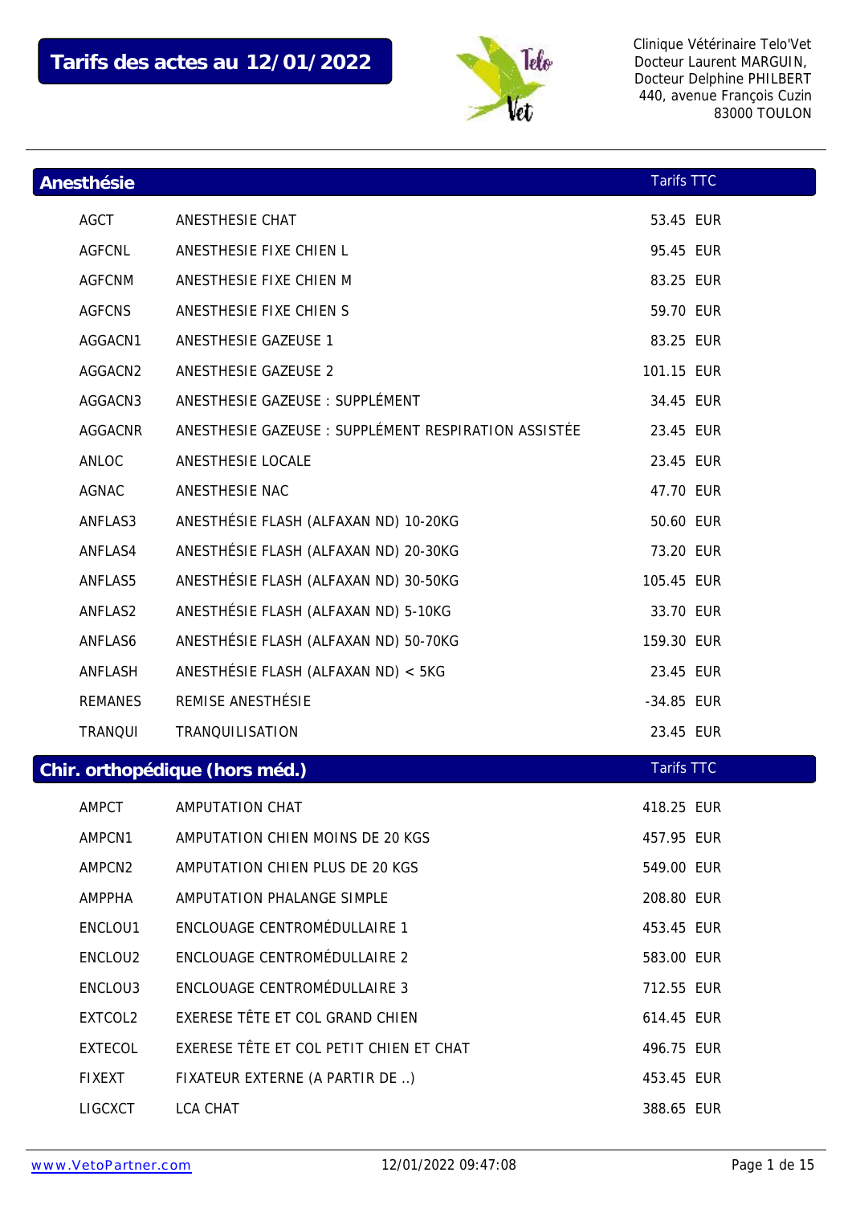# Tarifs des actes au 12/01/2022

Clinique Vétérinaire Telo'Vet
Docteur Laurent MARGUIN,
Docteur Delphine PHILBERT
440, avenue François Cuzin
83000 TOULON

## Anesthésie

| Code | Acte | Tarifs TTC |
|---|---|---|
| AGCT | ANESTHESIE CHAT | 53.45 EUR |
| AGFCNL | ANESTHESIE FIXE CHIEN L | 95.45 EUR |
| AGFCNM | ANESTHESIE FIXE CHIEN M | 83.25 EUR |
| AGFCNS | ANESTHESIE FIXE CHIEN S | 59.70 EUR |
| AGGACN1 | ANESTHESIE GAZEUSE 1 | 83.25 EUR |
| AGGACN2 | ANESTHESIE GAZEUSE 2 | 101.15 EUR |
| AGGACN3 | ANESTHESIE GAZEUSE : SUPPLÉMENT | 34.45 EUR |
| AGGACNR | ANESTHESIE GAZEUSE : SUPPLÉMENT RESPIRATION ASSISTÉE | 23.45 EUR |
| ANLOC | ANESTHESIE LOCALE | 23.45 EUR |
| AGNAC | ANESTHESIE NAC | 47.70 EUR |
| ANFLAS3 | ANESTHÉSIE FLASH (ALFAXAN ND) 10-20KG | 50.60 EUR |
| ANFLAS4 | ANESTHÉSIE FLASH (ALFAXAN ND) 20-30KG | 73.20 EUR |
| ANFLAS5 | ANESTHÉSIE FLASH (ALFAXAN ND) 30-50KG | 105.45 EUR |
| ANFLAS2 | ANESTHÉSIE FLASH (ALFAXAN ND) 5-10KG | 33.70 EUR |
| ANFLAS6 | ANESTHÉSIE FLASH (ALFAXAN ND) 50-70KG | 159.30 EUR |
| ANFLASH | ANESTHÉSIE FLASH (ALFAXAN ND) < 5KG | 23.45 EUR |
| REMANES | REMISE ANESTHÉSIE | -34.85 EUR |
| TRANQUI | TRANQUILISATION | 23.45 EUR |

## Chir. orthopédique (hors méd.)

| Code | Acte | Tarifs TTC |
|---|---|---|
| AMPCT | AMPUTATION CHAT | 418.25 EUR |
| AMPCN1 | AMPUTATION CHIEN MOINS DE 20 KGS | 457.95 EUR |
| AMPCN2 | AMPUTATION CHIEN PLUS DE 20 KGS | 549.00 EUR |
| AMPPHA | AMPUTATION PHALANGE SIMPLE | 208.80 EUR |
| ENCLOU1 | ENCLOUAGE CENTROMÉDULLAIRE 1 | 453.45 EUR |
| ENCLOU2 | ENCLOUAGE CENTROMÉDULLAIRE 2 | 583.00 EUR |
| ENCLOU3 | ENCLOUAGE CENTROMÉDULLAIRE 3 | 712.55 EUR |
| EXTCOL2 | EXERESE TÊTE ET COL GRAND CHIEN | 614.45 EUR |
| EXTECOL | EXERESE TÊTE ET COL PETIT CHIEN ET CHAT | 496.75 EUR |
| FIXEXT | FIXATEUR EXTERNE (A PARTIR DE ..) | 453.45 EUR |
| LIGCXCT | LCA CHAT | 388.65 EUR |

www.VetoPartner.com — 12/01/2022 09:47:08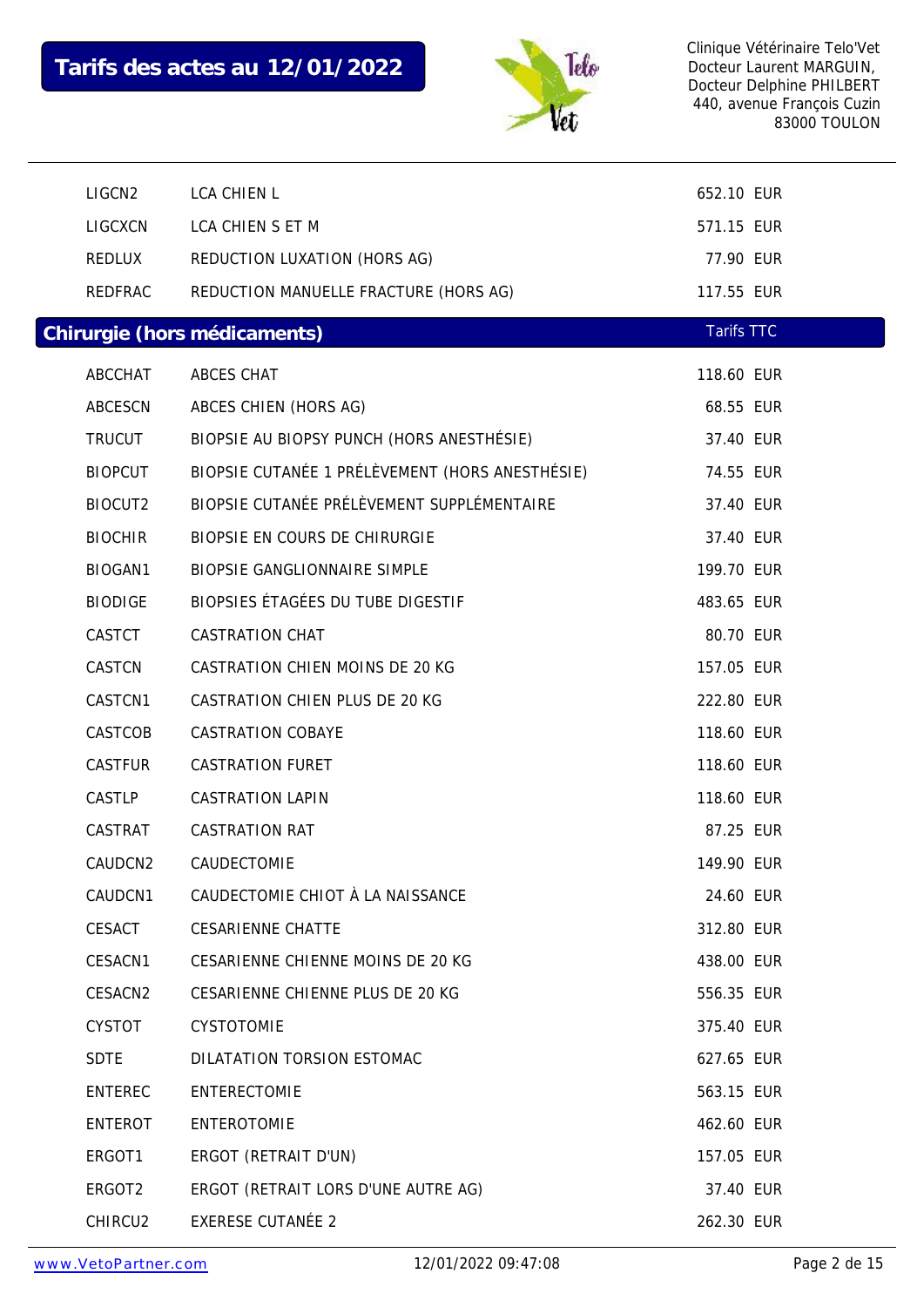# Tarifs des actes au 12/01/2022

Clinique Vétérinaire Telo'Vet
Docteur Laurent MARGUIN,
Docteur Delphine PHILBERT
440, avenue François Cuzin
83000 TOULON

| | | |
|---|---|---|
| LIGCN2 | LCA CHIEN L | 652.10 EUR |
| LIGCXCN | LCA CHIEN S ET M | 571.15 EUR |
| REDLUX | REDUCTION LUXATION (HORS AG) | 77.90 EUR |
| REDFRAC | REDUCTION MANUELLE FRACTURE (HORS AG) | 117.55 EUR |

## Chirurgie (hors médicaments)

| | | Tarifs TTC |
|---|---|---|
| ABCCHAT | ABCES CHAT | 118.60 EUR |
| ABCESCN | ABCES CHIEN (HORS AG) | 68.55 EUR |
| TRUCUT | BIOPSIE AU BIOPSY PUNCH (HORS ANESTHÉSIE) | 37.40 EUR |
| BIOPCUT | BIOPSIE CUTANÉE 1 PRÉLÈVEMENT (HORS ANESTHÉSIE) | 74.55 EUR |
| BIOCUT2 | BIOPSIE CUTANÉE PRÉLÈVEMENT SUPPLÉMENTAIRE | 37.40 EUR |
| BIOCHIR | BIOPSIE EN COURS DE CHIRURGIE | 37.40 EUR |
| BIOGAN1 | BIOPSIE GANGLIONNAIRE SIMPLE | 199.70 EUR |
| BIODIGE | BIOPSIES ÉTAGÉES DU TUBE DIGESTIF | 483.65 EUR |
| CASTCT | CASTRATION CHAT | 80.70 EUR |
| CASTCN | CASTRATION CHIEN MOINS DE 20 KG | 157.05 EUR |
| CASTCN1 | CASTRATION CHIEN PLUS DE 20 KG | 222.80 EUR |
| CASTCOB | CASTRATION COBAYE | 118.60 EUR |
| CASTFUR | CASTRATION FURET | 118.60 EUR |
| CASTLP | CASTRATION LAPIN | 118.60 EUR |
| CASTRAT | CASTRATION RAT | 87.25 EUR |
| CAUDCN2 | CAUDECTOMIE | 149.90 EUR |
| CAUDCN1 | CAUDECTOMIE CHIOT À LA NAISSANCE | 24.60 EUR |
| CESACT | CESARIENNE CHATTE | 312.80 EUR |
| CESACN1 | CESARIENNE CHIENNE MOINS DE 20 KG | 438.00 EUR |
| CESACN2 | CESARIENNE CHIENNE PLUS DE 20 KG | 556.35 EUR |
| CYSTOT | CYSTOTOMIE | 375.40 EUR |
| SDTE | DILATATION TORSION ESTOMAC | 627.65 EUR |
| ENTEREC | ENTERECTOMIE | 563.15 EUR |
| ENTEROT | ENTEROTOMIE | 462.60 EUR |
| ERGOT1 | ERGOT (RETRAIT D'UN) | 157.05 EUR |
| ERGOT2 | ERGOT (RETRAIT LORS D'UNE AUTRE AG) | 37.40 EUR |
| CHIRCU2 | EXERESE CUTANÉE 2 | 262.30 EUR |

www.VetoPartner.com 12/01/2022 09:47:08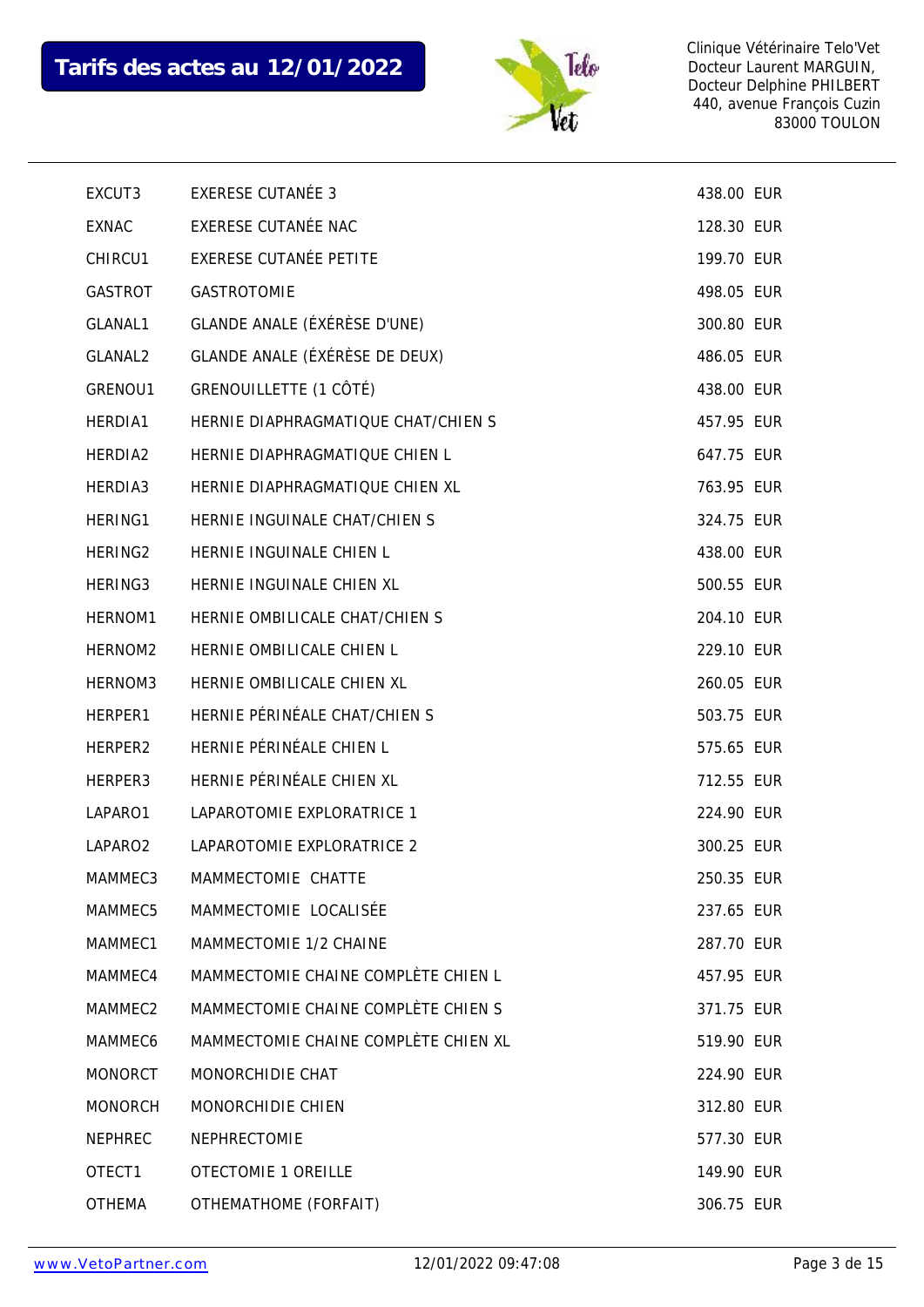**Tarifs des actes au 12/01/2022**

Clinique Vétérinaire Telo'Vet
Docteur Laurent MARGUIN,
Docteur Delphine PHILBERT
440, avenue François Cuzin
83000 TOULON

| | | |
|---|---|---|
| EXCUT3 | EXERESE CUTANÉE 3 | 438.00 EUR |
| EXNAC | EXERESE CUTANÉE NAC | 128.30 EUR |
| CHIRCU1 | EXERESE CUTANÉE PETITE | 199.70 EUR |
| GASTROT | GASTROTOMIE | 498.05 EUR |
| GLANAL1 | GLANDE ANALE (ÉXÉRÈSE D'UNE) | 300.80 EUR |
| GLANAL2 | GLANDE ANALE (ÉXÉRÈSE DE DEUX) | 486.05 EUR |
| GRENOU1 | GRENOUILLETTE (1 CÔTÉ) | 438.00 EUR |
| HERDIA1 | HERNIE DIAPHRAGMATIQUE CHAT/CHIEN S | 457.95 EUR |
| HERDIA2 | HERNIE DIAPHRAGMATIQUE CHIEN L | 647.75 EUR |
| HERDIA3 | HERNIE DIAPHRAGMATIQUE CHIEN XL | 763.95 EUR |
| HERING1 | HERNIE INGUINALE CHAT/CHIEN S | 324.75 EUR |
| HERING2 | HERNIE INGUINALE CHIEN L | 438.00 EUR |
| HERING3 | HERNIE INGUINALE CHIEN XL | 500.55 EUR |
| HERNOM1 | HERNIE OMBILICALE CHAT/CHIEN S | 204.10 EUR |
| HERNOM2 | HERNIE OMBILICALE CHIEN L | 229.10 EUR |
| HERNOM3 | HERNIE OMBILICALE CHIEN XL | 260.05 EUR |
| HERPER1 | HERNIE PÉRINÉALE CHAT/CHIEN S | 503.75 EUR |
| HERPER2 | HERNIE PÉRINÉALE CHIEN L | 575.65 EUR |
| HERPER3 | HERNIE PÉRINÉALE CHIEN XL | 712.55 EUR |
| LAPARO1 | LAPAROTOMIE EXPLORATRICE 1 | 224.90 EUR |
| LAPARO2 | LAPAROTOMIE EXPLORATRICE 2 | 300.25 EUR |
| MAMMEC3 | MAMMECTOMIE CHATTE | 250.35 EUR |
| MAMMEC5 | MAMMECTOMIE LOCALISÉE | 237.65 EUR |
| MAMMEC1 | MAMMECTOMIE 1/2 CHAINE | 287.70 EUR |
| MAMMEC4 | MAMMECTOMIE CHAINE COMPLÈTE CHIEN L | 457.95 EUR |
| MAMMEC2 | MAMMECTOMIE CHAINE COMPLÈTE CHIEN S | 371.75 EUR |
| MAMMEC6 | MAMMECTOMIE CHAINE COMPLÈTE CHIEN XL | 519.90 EUR |
| MONORCT | MONORCHIDIE CHAT | 224.90 EUR |
| MONORCH | MONORCHIDIE CHIEN | 312.80 EUR |
| NEPHREC | NEPHRECTOMIE | 577.30 EUR |
| OTECT1 | OTECTOMIE 1 OREILLE | 149.90 EUR |
| OTHEMA | OTHEMATHOME (FORFAIT) | 306.75 EUR |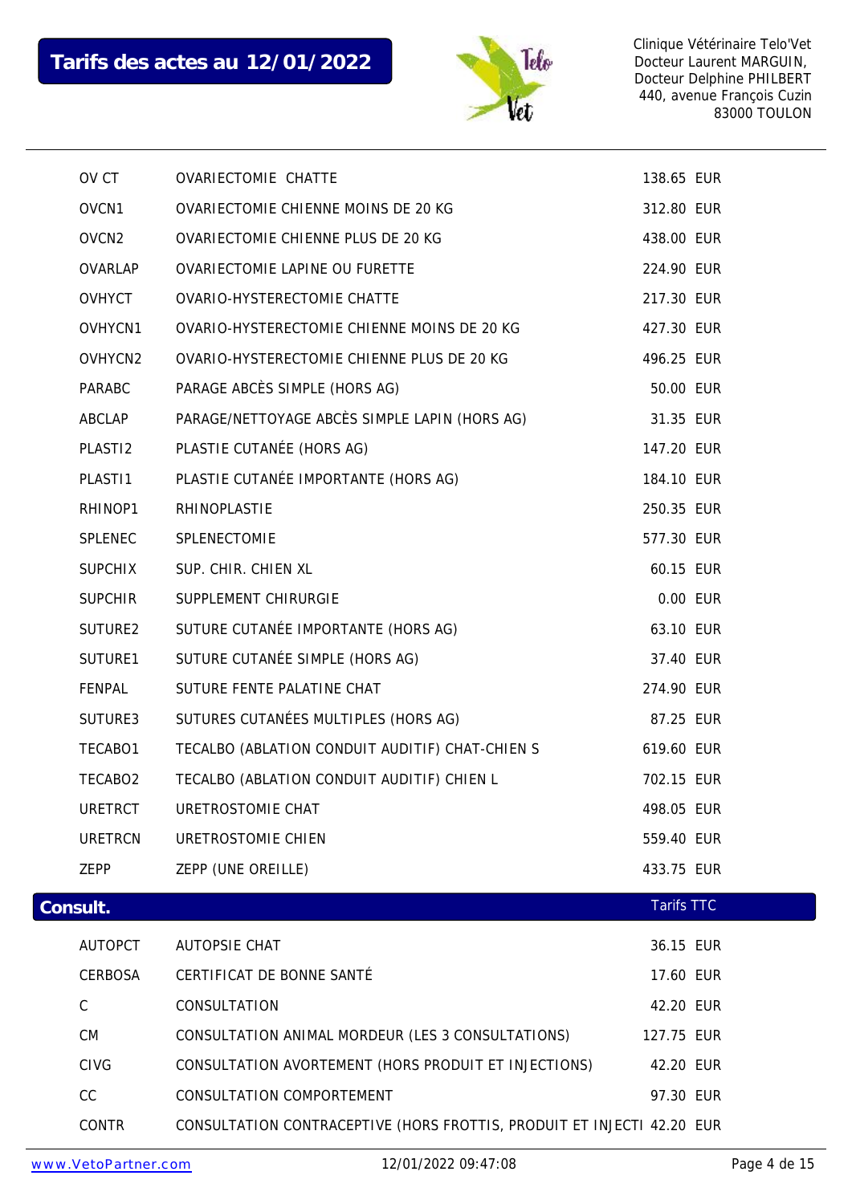# Tarifs des actes au 12/01/2022

Clinique Vétérinaire Telo'Vet
Docteur Laurent MARGUIN,
Docteur Delphine PHILBERT
440, avenue François Cuzin
83000 TOULON

| | | |
|---|---|---|
| OV CT | OVARIECTOMIE CHATTE | 138.65 EUR |
| OVCN1 | OVARIECTOMIE CHIENNE MOINS DE 20 KG | 312.80 EUR |
| OVCN2 | OVARIECTOMIE CHIENNE PLUS DE 20 KG | 438.00 EUR |
| OVARLAP | OVARIECTOMIE LAPINE OU FURETTE | 224.90 EUR |
| OVHYCT | OVARIO-HYSTERECTOMIE CHATTE | 217.30 EUR |
| OVHYCN1 | OVARIO-HYSTERECTOMIE CHIENNE MOINS DE 20 KG | 427.30 EUR |
| OVHYCN2 | OVARIO-HYSTERECTOMIE CHIENNE PLUS DE 20 KG | 496.25 EUR |
| PARABC | PARAGE ABCÈS SIMPLE (HORS AG) | 50.00 EUR |
| ABCLAP | PARAGE/NETTOYAGE ABCÈS SIMPLE LAPIN (HORS AG) | 31.35 EUR |
| PLASTI2 | PLASTIE CUTANÉE (HORS AG) | 147.20 EUR |
| PLASTI1 | PLASTIE CUTANÉE IMPORTANTE (HORS AG) | 184.10 EUR |
| RHINOP1 | RHINOPLASTIE | 250.35 EUR |
| SPLENEC | SPLENECTOMIE | 577.30 EUR |
| SUPCHIX | SUP. CHIR. CHIEN XL | 60.15 EUR |
| SUPCHIR | SUPPLEMENT CHIRURGIE | 0.00 EUR |
| SUTURE2 | SUTURE CUTANÉE IMPORTANTE (HORS AG) | 63.10 EUR |
| SUTURE1 | SUTURE CUTANÉE SIMPLE (HORS AG) | 37.40 EUR |
| FENPAL | SUTURE FENTE PALATINE CHAT | 274.90 EUR |
| SUTURE3 | SUTURES CUTANÉES MULTIPLES (HORS AG) | 87.25 EUR |
| TECABO1 | TECALBO (ABLATION CONDUIT AUDITIF) CHAT-CHIEN S | 619.60 EUR |
| TECABO2 | TECALBO (ABLATION CONDUIT AUDITIF) CHIEN L | 702.15 EUR |
| URETRCT | URETROSTOMIE CHAT | 498.05 EUR |
| URETRCN | URETROSTOMIE CHIEN | 559.40 EUR |
| ZEPP | ZEPP (UNE OREILLE) | 433.75 EUR |

## Consult.

| | | Tarifs TTC |
|---|---|---|
| AUTOPCT | AUTOPSIE CHAT | 36.15 EUR |
| CERBOSA | CERTIFICAT DE BONNE SANTÉ | 17.60 EUR |
| C | CONSULTATION | 42.20 EUR |
| CM | CONSULTATION ANIMAL MORDEUR (LES 3 CONSULTATIONS) | 127.75 EUR |
| CIVG | CONSULTATION AVORTEMENT (HORS PRODUIT ET INJECTIONS) | 42.20 EUR |
| CC | CONSULTATION COMPORTEMENT | 97.30 EUR |
| CONTR | CONSULTATION CONTRACEPTIVE (HORS FROTTIS, PRODUIT ET INJECTI | 42.20 EUR |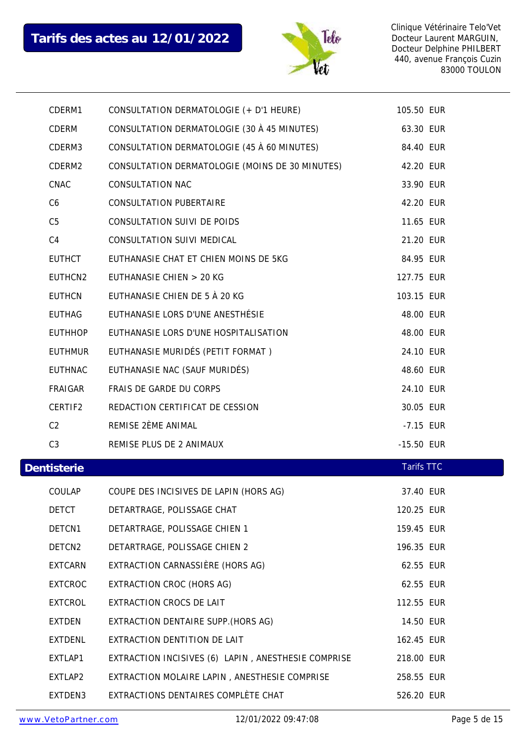# Tarifs des actes au 12/01/2022

Clinique Vétérinaire Telo'Vet
Docteur Laurent MARGUIN,
Docteur Delphine PHILBERT
440, avenue François Cuzin
83000 TOULON

| | | |
|---|---|---|
| CDERM1 | CONSULTATION DERMATOLOGIE (+ D'1 HEURE) | 105.50 EUR |
| CDERM | CONSULTATION DERMATOLOGIE (30 À 45 MINUTES) | 63.30 EUR |
| CDERM3 | CONSULTATION DERMATOLOGIE (45 À 60 MINUTES) | 84.40 EUR |
| CDERM2 | CONSULTATION DERMATOLOGIE (MOINS DE 30 MINUTES) | 42.20 EUR |
| CNAC | CONSULTATION NAC | 33.90 EUR |
| C6 | CONSULTATION PUBERTAIRE | 42.20 EUR |
| C5 | CONSULTATION SUIVI DE POIDS | 11.65 EUR |
| C4 | CONSULTATION SUIVI MEDICAL | 21.20 EUR |
| EUTHCT | EUTHANASIE CHAT ET CHIEN MOINS DE 5KG | 84.95 EUR |
| EUTHCN2 | EUTHANASIE CHIEN > 20 KG | 127.75 EUR |
| EUTHCN | EUTHANASIE CHIEN DE 5 À 20 KG | 103.15 EUR |
| EUTHAG | EUTHANASIE LORS D'UNE ANESTHÉSIE | 48.00 EUR |
| EUTHHOP | EUTHANASIE LORS D'UNE HOSPITALISATION | 48.00 EUR |
| EUTHMUR | EUTHANASIE MURIDÉS (PETIT FORMAT ) | 24.10 EUR |
| EUTHNAC | EUTHANASIE NAC (SAUF MURIDÉS) | 48.60 EUR |
| FRAIGAR | FRAIS DE GARDE DU CORPS | 24.10 EUR |
| CERTIF2 | REDACTION CERTIFICAT DE CESSION | 30.05 EUR |
| C2 | REMISE 2ÈME ANIMAL | -7.15 EUR |
| C3 | REMISE PLUS DE 2 ANIMAUX | -15.50 EUR |

## Dentisterie

| | | Tarifs TTC |
|---|---|---|
| COULAP | COUPE DES INCISIVES DE LAPIN (HORS AG) | 37.40 EUR |
| DETCT | DETARTRAGE, POLISSAGE CHAT | 120.25 EUR |
| DETCN1 | DETARTRAGE, POLISSAGE CHIEN 1 | 159.45 EUR |
| DETCN2 | DETARTRAGE, POLISSAGE CHIEN 2 | 196.35 EUR |
| EXTCARN | EXTRACTION CARNASSIÈRE (HORS AG) | 62.55 EUR |
| EXTCROC | EXTRACTION CROC (HORS AG) | 62.55 EUR |
| EXTCROL | EXTRACTION CROCS DE LAIT | 112.55 EUR |
| EXTDEN | EXTRACTION DENTAIRE SUPP.(HORS AG) | 14.50 EUR |
| EXTDENL | EXTRACTION DENTITION DE LAIT | 162.45 EUR |
| EXTLAP1 | EXTRACTION INCISIVES (6) LAPIN , ANESTHESIE COMPRISE | 218.00 EUR |
| EXTLAP2 | EXTRACTION MOLAIRE LAPIN , ANESTHESIE COMPRISE | 258.55 EUR |
| EXTDEN3 | EXTRACTIONS DENTAIRES COMPLÈTE CHAT | 526.20 EUR |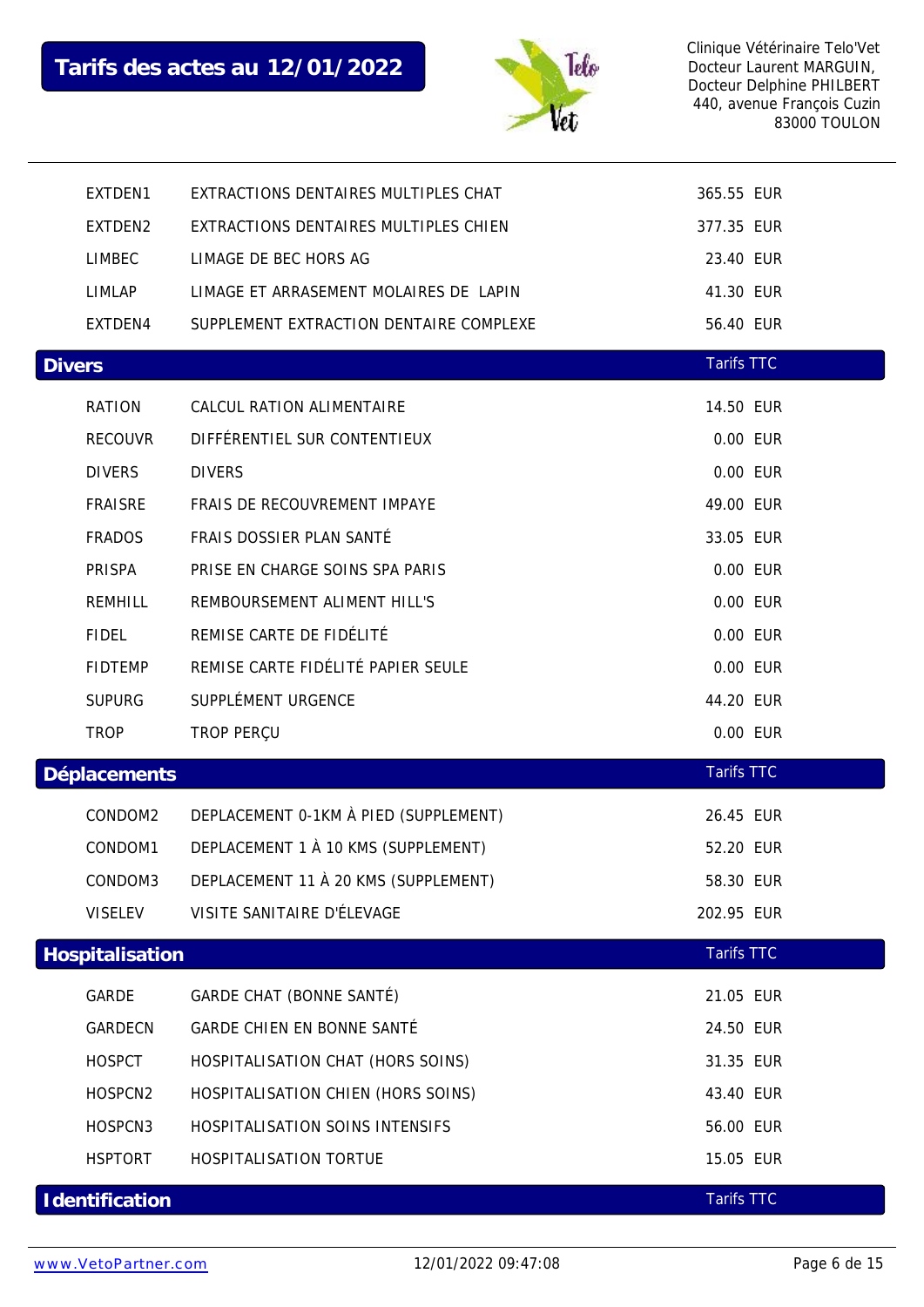| | | |
|---|---|---|
| EXTDEN1 | EXTRACTIONS DENTAIRES MULTIPLES CHAT | 365.55 EUR |
| EXTDEN2 | EXTRACTIONS DENTAIRES MULTIPLES CHIEN | 377.35 EUR |
| LIMBEC | LIMAGE DE BEC HORS AG | 23.40 EUR |
| LIMLAP | LIMAGE ET ARRASEMENT MOLAIRES DE LAPIN | 41.30 EUR |
| EXTDEN4 | SUPPLEMENT EXTRACTION DENTAIRE COMPLEXE | 56.40 EUR |

## Divers

| | | Tarifs TTC |
|---|---|---|
| RATION | CALCUL RATION ALIMENTAIRE | 14.50 EUR |
| RECOUVR | DIFFÉRENTIEL SUR CONTENTIEUX | 0.00 EUR |
| DIVERS | DIVERS | 0.00 EUR |
| FRAISRE | FRAIS DE RECOUVREMENT IMPAYE | 49.00 EUR |
| FRADOS | FRAIS DOSSIER PLAN SANTÉ | 33.05 EUR |
| PRISPA | PRISE EN CHARGE SOINS SPA PARIS | 0.00 EUR |
| REMHILL | REMBOURSEMENT ALIMENT HILL'S | 0.00 EUR |
| FIDEL | REMISE CARTE DE FIDÉLITÉ | 0.00 EUR |
| FIDTEMP | REMISE CARTE FIDÉLITÉ PAPIER SEULE | 0.00 EUR |
| SUPURG | SUPPLÉMENT URGENCE | 44.20 EUR |
| TROP | TROP PERÇU | 0.00 EUR |

## Déplacements

| | | Tarifs TTC |
|---|---|---|
| CONDOM2 | DEPLACEMENT 0-1KM À PIED (SUPPLEMENT) | 26.45 EUR |
| CONDOM1 | DEPLACEMENT 1 À 10 KMS (SUPPLEMENT) | 52.20 EUR |
| CONDOM3 | DEPLACEMENT 11 À 20 KMS (SUPPLEMENT) | 58.30 EUR |
| VISELEV | VISITE SANITAIRE D'ÉLEVAGE | 202.95 EUR |

## Hospitalisation

| | | Tarifs TTC |
|---|---|---|
| GARDE | GARDE CHAT (BONNE SANTÉ) | 21.05 EUR |
| GARDECN | GARDE CHIEN EN BONNE SANTÉ | 24.50 EUR |
| HOSPCT | HOSPITALISATION CHAT (HORS SOINS) | 31.35 EUR |
| HOSPCN2 | HOSPITALISATION CHIEN (HORS SOINS) | 43.40 EUR |
| HOSPCN3 | HOSPITALISATION SOINS INTENSIFS | 56.00 EUR |
| HSPTORT | HOSPITALISATION TORTUE | 15.05 EUR |

## Identification

Tarifs TTC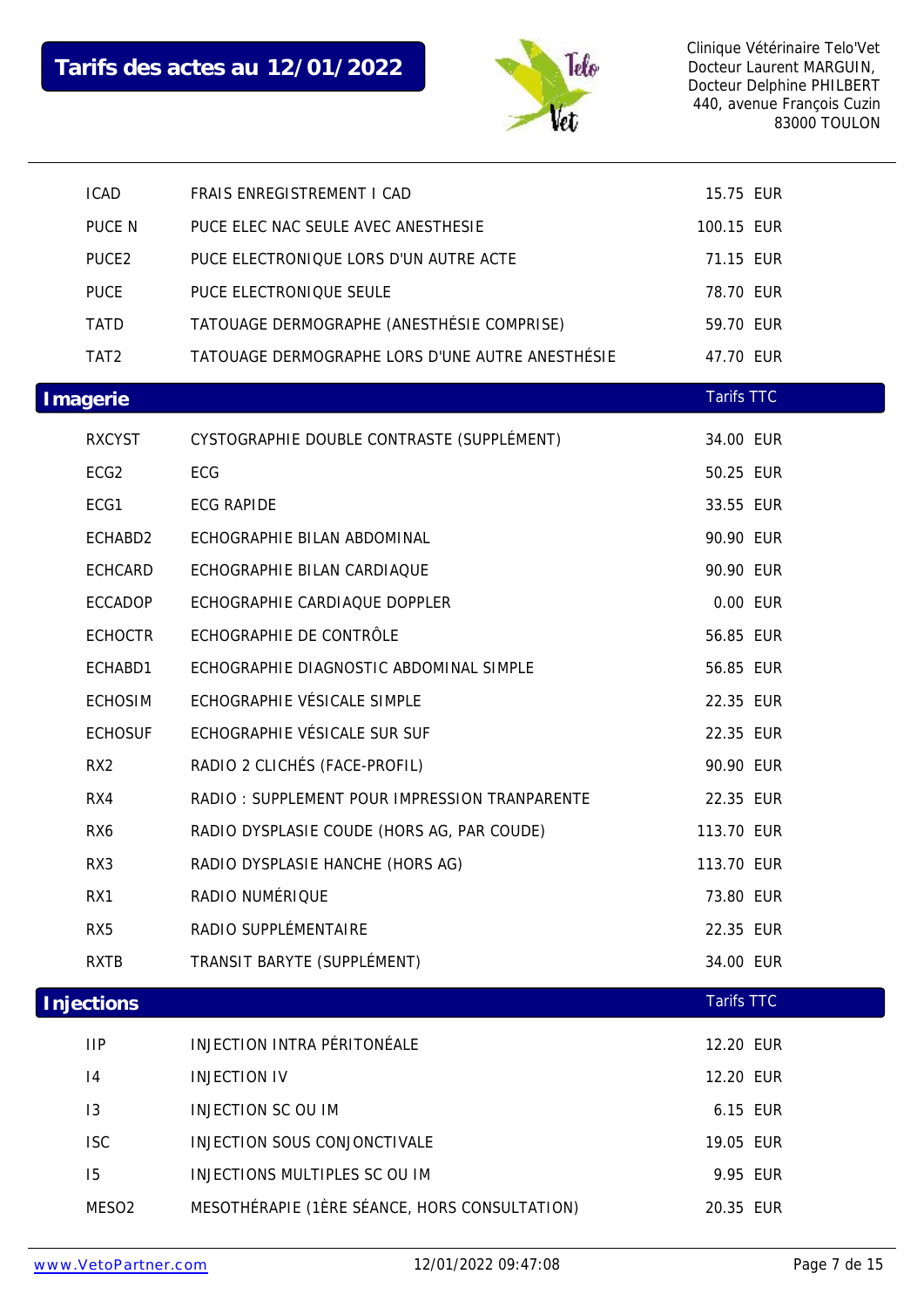# Tarifs des actes au 12/01/2022

Clinique Vétérinaire Telo'Vet
Docteur Laurent MARGUIN,
Docteur Delphine PHILBERT
440, avenue François Cuzin
83000 TOULON

| | | |
|---|---|---|
| ICAD | FRAIS ENREGISTREMENT I CAD | 15.75 EUR |
| PUCE N | PUCE ELEC NAC SEULE AVEC ANESTHESIE | 100.15 EUR |
| PUCE2 | PUCE ELECTRONIQUE LORS D'UN AUTRE ACTE | 71.15 EUR |
| PUCE | PUCE ELECTRONIQUE SEULE | 78.70 EUR |
| TATD | TATOUAGE DERMOGRAPHE (ANESTHÉSIE COMPRISE) | 59.70 EUR |
| TAT2 | TATOUAGE DERMOGRAPHE LORS D'UNE AUTRE ANESTHÉSIE | 47.70 EUR |

## Imagerie

| | | Tarifs TTC |
|---|---|---|
| RXCYST | CYSTOGRAPHIE DOUBLE CONTRASTE (SUPPLÉMENT) | 34.00 EUR |
| ECG2 | ECG | 50.25 EUR |
| ECG1 | ECG RAPIDE | 33.55 EUR |
| ECHABD2 | ECHOGRAPHIE BILAN ABDOMINAL | 90.90 EUR |
| ECHCARD | ECHOGRAPHIE BILAN CARDIAQUE | 90.90 EUR |
| ECCADOP | ECHOGRAPHIE CARDIAQUE DOPPLER | 0.00 EUR |
| ECHOCTR | ECHOGRAPHIE DE CONTRÔLE | 56.85 EUR |
| ECHABD1 | ECHOGRAPHIE DIAGNOSTIC ABDOMINAL SIMPLE | 56.85 EUR |
| ECHOSIM | ECHOGRAPHIE VÉSICALE SIMPLE | 22.35 EUR |
| ECHOSUF | ECHOGRAPHIE VÉSICALE SUR SUF | 22.35 EUR |
| RX2 | RADIO 2 CLICHÉS (FACE-PROFIL) | 90.90 EUR |
| RX4 | RADIO : SUPPLEMENT POUR IMPRESSION TRANPARENTE | 22.35 EUR |
| RX6 | RADIO DYSPLASIE COUDE (HORS AG, PAR COUDE) | 113.70 EUR |
| RX3 | RADIO DYSPLASIE HANCHE (HORS AG) | 113.70 EUR |
| RX1 | RADIO NUMÉRIQUE | 73.80 EUR |
| RX5 | RADIO SUPPLÉMENTAIRE | 22.35 EUR |
| RXTB | TRANSIT BARYTE (SUPPLÉMENT) | 34.00 EUR |

## Injections

| | | Tarifs TTC |
|---|---|---|
| IIP | INJECTION INTRA PÉRITONÉALE | 12.20 EUR |
| I4 | INJECTION IV | 12.20 EUR |
| I3 | INJECTION SC OU IM | 6.15 EUR |
| ISC | INJECTION SOUS CONJONCTIVALE | 19.05 EUR |
| I5 | INJECTIONS MULTIPLES SC OU IM | 9.95 EUR |
| MESO2 | MESOTHÉRAPIE (1ÈRE SÉANCE, HORS CONSULTATION) | 20.35 EUR |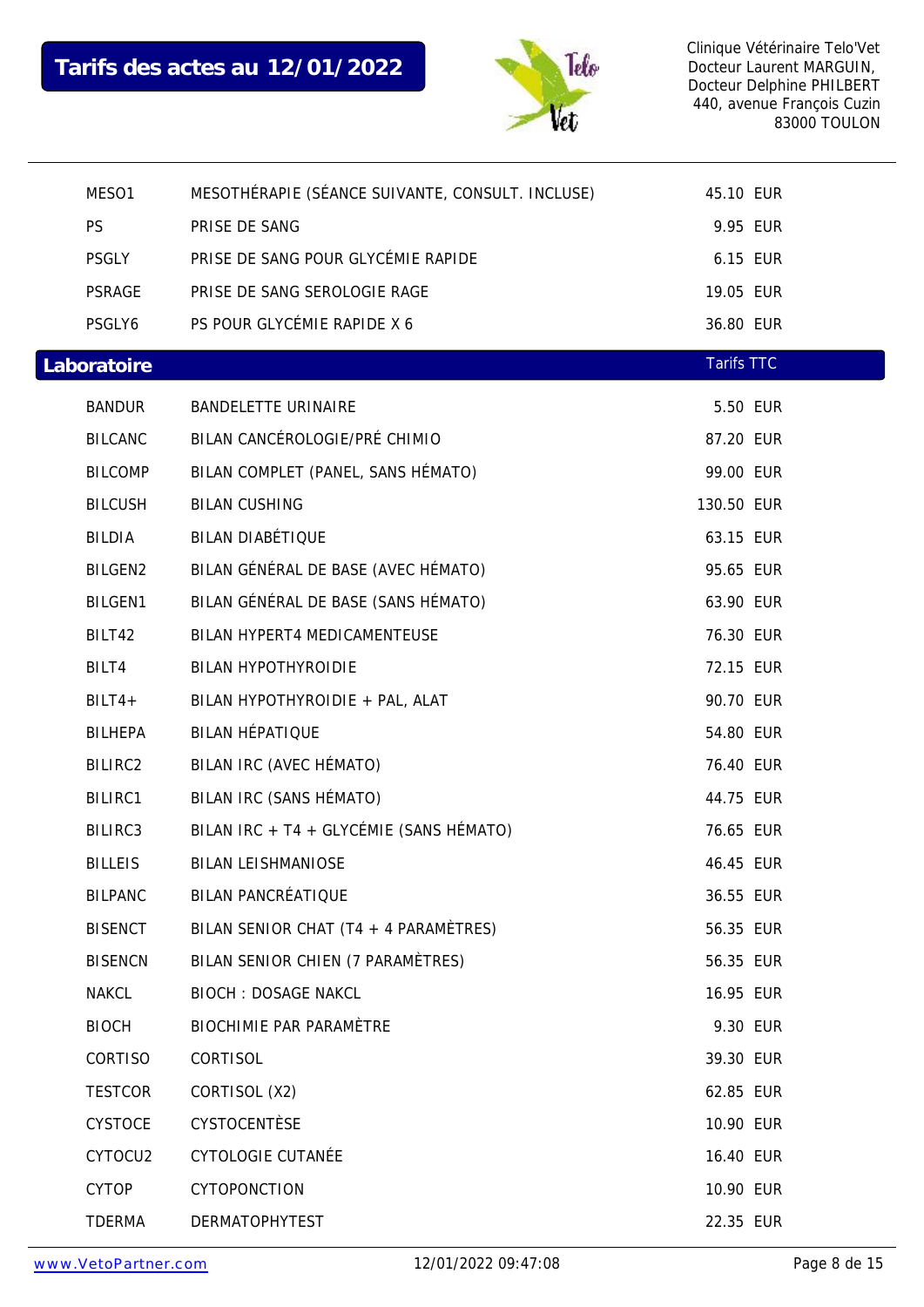| | | |
|---|---|---|
| MESO1 | MESOTHÉRAPIE (SÉANCE SUIVANTE, CONSULT. INCLUSE) | 45.10 EUR |
| PS | PRISE DE SANG | 9.95 EUR |
| PSGLY | PRISE DE SANG POUR GLYCÉMIE RAPIDE | 6.15 EUR |
| PSRAGE | PRISE DE SANG SEROLOGIE RAGE | 19.05 EUR |
| PSGLY6 | PS POUR GLYCÉMIE RAPIDE X 6 | 36.80 EUR |

## Laboratoire

| | | Tarifs TTC |
|---|---|---|
| BANDUR | BANDELETTE URINAIRE | 5.50 EUR |
| BILCANC | BILAN CANCÉROLOGIE/PRÉ CHIMIO | 87.20 EUR |
| BILCOMP | BILAN COMPLET (PANEL, SANS HÉMATO) | 99.00 EUR |
| BILCUSH | BILAN CUSHING | 130.50 EUR |
| BILDIA | BILAN DIABÉTIQUE | 63.15 EUR |
| BILGEN2 | BILAN GÉNÉRAL DE BASE (AVEC HÉMATO) | 95.65 EUR |
| BILGEN1 | BILAN GÉNÉRAL DE BASE (SANS HÉMATO) | 63.90 EUR |
| BILT42 | BILAN HYPERT4 MEDICAMENTEUSE | 76.30 EUR |
| BILT4 | BILAN HYPOTHYROIDIE | 72.15 EUR |
| BILT4+ | BILAN HYPOTHYROIDIE + PAL, ALAT | 90.70 EUR |
| BILHEPA | BILAN HÉPATIQUE | 54.80 EUR |
| BILIRC2 | BILAN IRC (AVEC HÉMATO) | 76.40 EUR |
| BILIRC1 | BILAN IRC (SANS HÉMATO) | 44.75 EUR |
| BILIRC3 | BILAN IRC + T4 + GLYCÉMIE (SANS HÉMATO) | 76.65 EUR |
| BILLEIS | BILAN LEISHMANIOSE | 46.45 EUR |
| BILPANC | BILAN PANCRÉATIQUE | 36.55 EUR |
| BISENCT | BILAN SENIOR CHAT (T4 + 4 PARAMÈTRES) | 56.35 EUR |
| BISENCN | BILAN SENIOR CHIEN (7 PARAMÈTRES) | 56.35 EUR |
| NAKCL | BIOCH : DOSAGE NAKCL | 16.95 EUR |
| BIOCH | BIOCHIMIE PAR PARAMÈTRE | 9.30 EUR |
| CORTISO | CORTISOL | 39.30 EUR |
| TESTCOR | CORTISOL (X2) | 62.85 EUR |
| CYSTOCE | CYSTOCENTÈSE | 10.90 EUR |
| CYTOCU2 | CYTOLOGIE CUTANÉE | 16.40 EUR |
| CYTOP | CYTOPONCTION | 10.90 EUR |
| TDERMA | DERMATOPHYTEST | 22.35 EUR |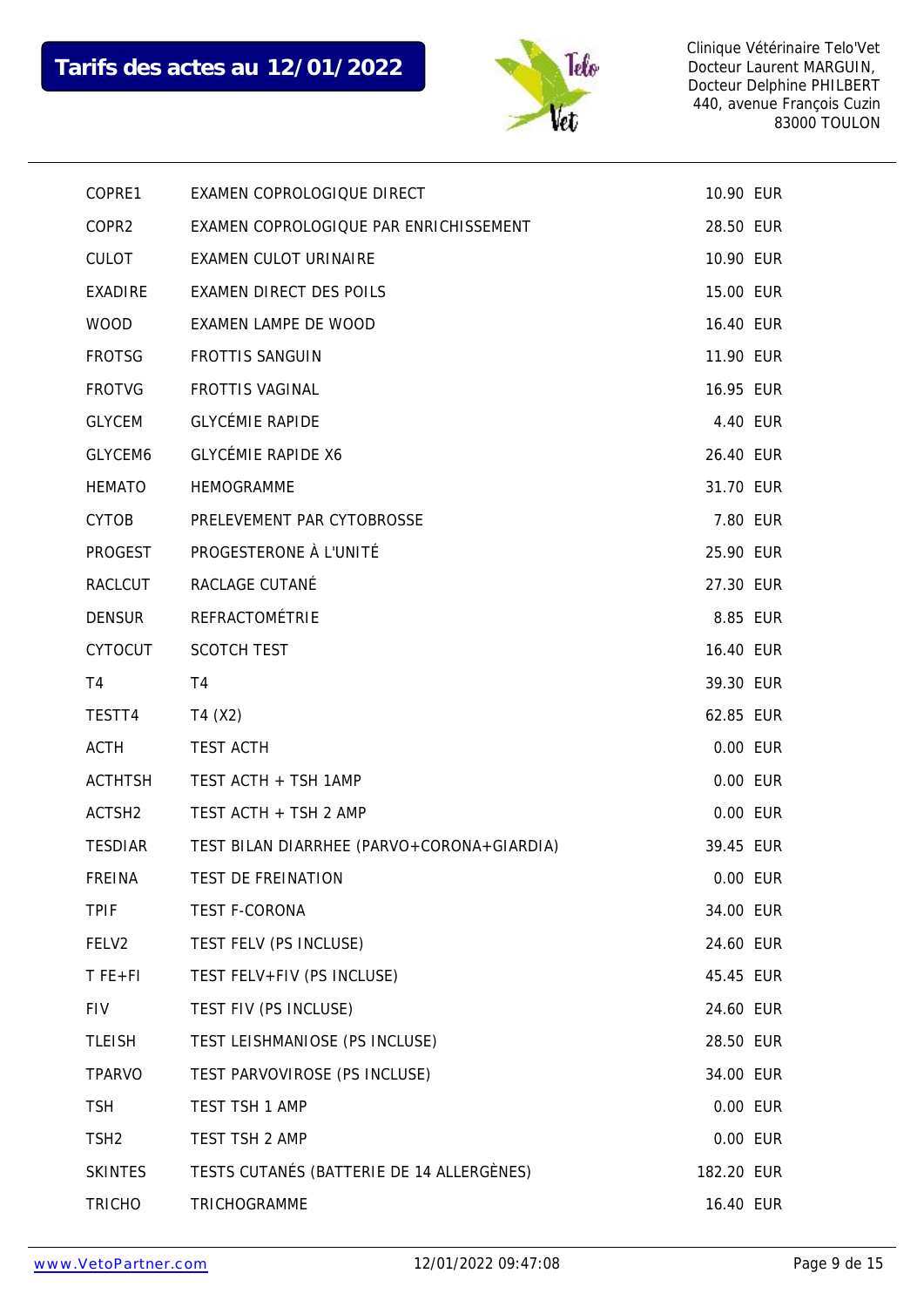**Tarifs des actes au 12/01/2022**

Clinique Vétérinaire Telo'Vet
Docteur Laurent MARGUIN,
Docteur Delphine PHILBERT
440, avenue François Cuzin
83000 TOULON

| | | |
|---|---|---|
| COPRE1 | EXAMEN COPROLOGIQUE DIRECT | 10.90 EUR |
| COPR2 | EXAMEN COPROLOGIQUE PAR ENRICHISSEMENT | 28.50 EUR |
| CULOT | EXAMEN CULOT URINAIRE | 10.90 EUR |
| EXADIRE | EXAMEN DIRECT DES POILS | 15.00 EUR |
| WOOD | EXAMEN LAMPE DE WOOD | 16.40 EUR |
| FROTSG | FROTTIS SANGUIN | 11.90 EUR |
| FROTVG | FROTTIS VAGINAL | 16.95 EUR |
| GLYCEM | GLYCÉMIE RAPIDE | 4.40 EUR |
| GLYCEM6 | GLYCÉMIE RAPIDE X6 | 26.40 EUR |
| HEMATO | HEMOGRAMME | 31.70 EUR |
| CYTOB | PRELEVEMENT PAR CYTOBROSSE | 7.80 EUR |
| PROGEST | PROGESTERONE À L'UNITÉ | 25.90 EUR |
| RACLCUT | RACLAGE CUTANÉ | 27.30 EUR |
| DENSUR | REFRACTOMÉTRIE | 8.85 EUR |
| CYTOCUT | SCOTCH TEST | 16.40 EUR |
| T4 | T4 | 39.30 EUR |
| TESTT4 | T4 (X2) | 62.85 EUR |
| ACTH | TEST ACTH | 0.00 EUR |
| ACTHTSH | TEST ACTH + TSH 1AMP | 0.00 EUR |
| ACTSH2 | TEST ACTH + TSH 2 AMP | 0.00 EUR |
| TESDIAR | TEST BILAN DIARRHEE (PARVO+CORONA+GIARDIA) | 39.45 EUR |
| FREINA | TEST DE FREINATION | 0.00 EUR |
| TPIF | TEST F-CORONA | 34.00 EUR |
| FELV2 | TEST FELV (PS INCLUSE) | 24.60 EUR |
| T FE+FI | TEST FELV+FIV (PS INCLUSE) | 45.45 EUR |
| FIV | TEST FIV (PS INCLUSE) | 24.60 EUR |
| TLEISH | TEST LEISHMANIOSE (PS INCLUSE) | 28.50 EUR |
| TPARVO | TEST PARVOVIROSE (PS INCLUSE) | 34.00 EUR |
| TSH | TEST TSH 1 AMP | 0.00 EUR |
| TSH2 | TEST TSH 2 AMP | 0.00 EUR |
| SKINTES | TESTS CUTANÉS (BATTERIE DE 14 ALLERGÈNES) | 182.20 EUR |
| TRICHO | TRICHOGRAMME | 16.40 EUR |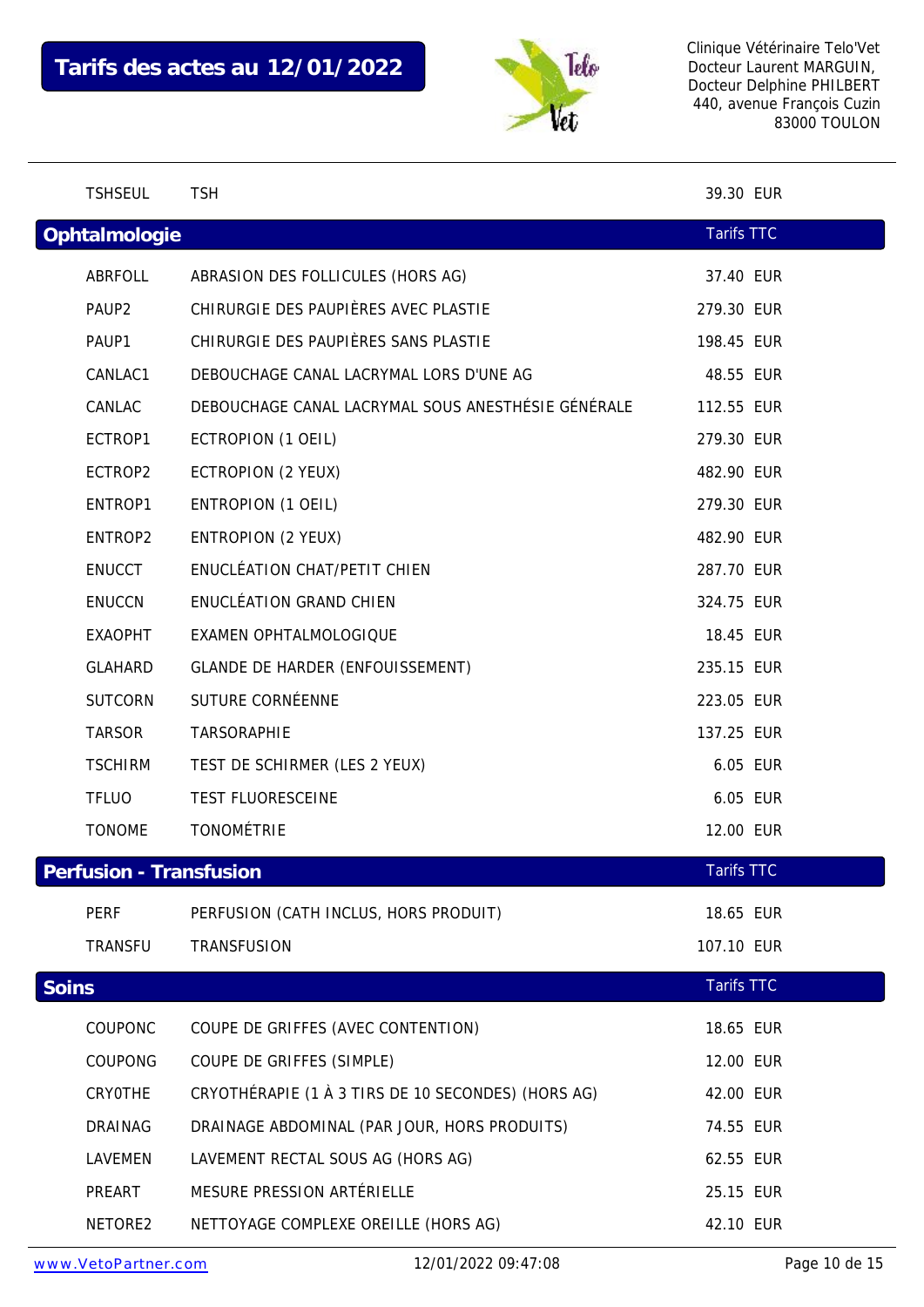# Tarifs des actes au 12/01/2022

Clinique Vétérinaire Telo'Vet
Docteur Laurent MARGUIN,
Docteur Delphine PHILBERT
440, avenue François Cuzin
83000 TOULON

| | | |
|---|---|---|
| TSHSEUL | TSH | 39.30 EUR |

## Ophtalmologie

| | | Tarifs TTC |
|---|---|---|
| ABRFOLL | ABRASION DES FOLLICULES (HORS AG) | 37.40 EUR |
| PAUP2 | CHIRURGIE DES PAUPIÈRES AVEC PLASTIE | 279.30 EUR |
| PAUP1 | CHIRURGIE DES PAUPIÈRES SANS PLASTIE | 198.45 EUR |
| CANLAC1 | DEBOUCHAGE CANAL LACRYMAL LORS D'UNE AG | 48.55 EUR |
| CANLAC | DEBOUCHAGE CANAL LACRYMAL SOUS ANESTHÉSIE GÉNÉRALE | 112.55 EUR |
| ECTROP1 | ECTROPION (1 OEIL) | 279.30 EUR |
| ECTROP2 | ECTROPION (2 YEUX) | 482.90 EUR |
| ENTROP1 | ENTROPION (1 OEIL) | 279.30 EUR |
| ENTROP2 | ENTROPION (2 YEUX) | 482.90 EUR |
| ENUCCT | ENUCLÉATION CHAT/PETIT CHIEN | 287.70 EUR |
| ENUCCN | ENUCLÉATION GRAND CHIEN | 324.75 EUR |
| EXAOPHT | EXAMEN OPHTALMOLOGIQUE | 18.45 EUR |
| GLAHARD | GLANDE DE HARDER (ENFOUISSEMENT) | 235.15 EUR |
| SUTCORN | SUTURE CORNÉENNE | 223.05 EUR |
| TARSOR | TARSORAPHIE | 137.25 EUR |
| TSCHIRM | TEST DE SCHIRMER (LES 2 YEUX) | 6.05 EUR |
| TFLUO | TEST FLUORESCEINE | 6.05 EUR |
| TONOME | TONOMÉTRIE | 12.00 EUR |

## Perfusion - Transfusion

| | | Tarifs TTC |
|---|---|---|
| PERF | PERFUSION (CATH INCLUS, HORS PRODUIT) | 18.65 EUR |
| TRANSFU | TRANSFUSION | 107.10 EUR |

## Soins

| | | Tarifs TTC |
|---|---|---|
| COUPONC | COUPE DE GRIFFES (AVEC CONTENTION) | 18.65 EUR |
| COUPONG | COUPE DE GRIFFES (SIMPLE) | 12.00 EUR |
| CRYOTHE | CRYOTHÉRAPIE (1 À 3 TIRS DE 10 SECONDES) (HORS AG) | 42.00 EUR |
| DRAINAG | DRAINAGE ABDOMINAL (PAR JOUR, HORS PRODUITS) | 74.55 EUR |
| LAVEMEN | LAVEMENT RECTAL SOUS AG (HORS AG) | 62.55 EUR |
| PREART | MESURE PRESSION ARTÉRIELLE | 25.15 EUR |
| NETORE2 | NETTOYAGE COMPLEXE OREILLE (HORS AG) | 42.10 EUR |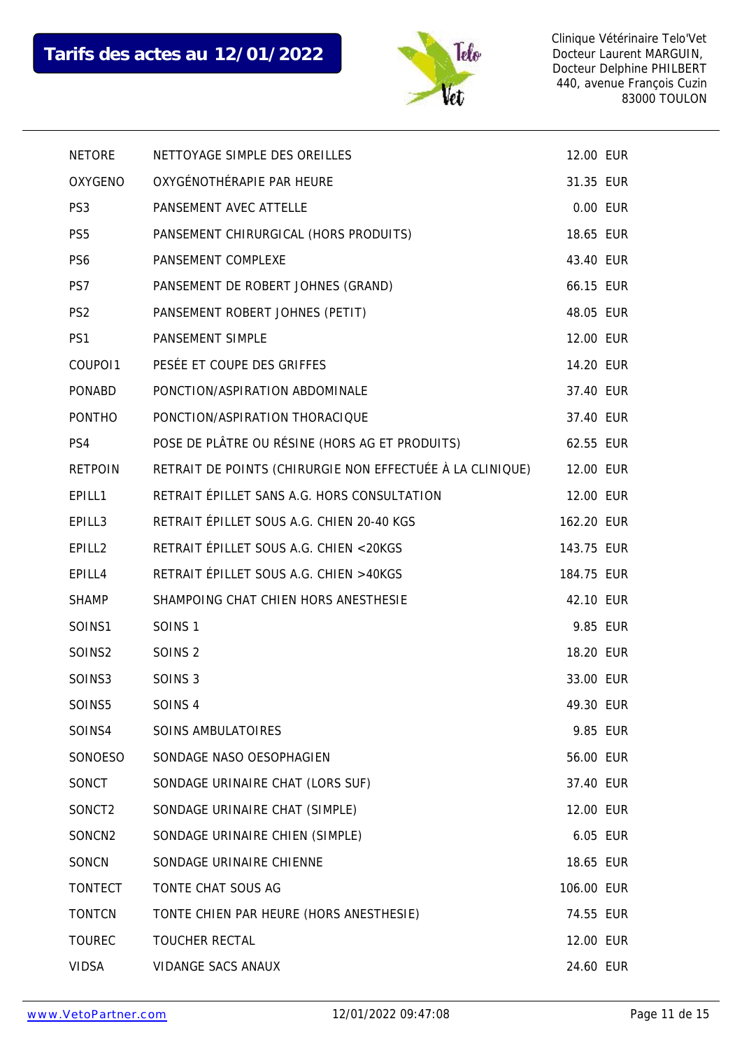**Tarifs des actes au 12/01/2022**

Clinique Vétérinaire Telo'Vet
Docteur Laurent MARGUIN,
Docteur Delphine PHILBERT
440, avenue François Cuzin
83000 TOULON

| | | |
|---|---|---|
| NETORE | NETTOYAGE SIMPLE DES OREILLES | 12.00 EUR |
| OXYGENO | OXYGÉNOTHÉRAPIE PAR HEURE | 31.35 EUR |
| PS3 | PANSEMENT AVEC ATTELLE | 0.00 EUR |
| PS5 | PANSEMENT CHIRURGICAL (HORS PRODUITS) | 18.65 EUR |
| PS6 | PANSEMENT COMPLEXE | 43.40 EUR |
| PS7 | PANSEMENT DE ROBERT JOHNES (GRAND) | 66.15 EUR |
| PS2 | PANSEMENT ROBERT JOHNES (PETIT) | 48.05 EUR |
| PS1 | PANSEMENT SIMPLE | 12.00 EUR |
| COUPOI1 | PESÉE ET COUPE DES GRIFFES | 14.20 EUR |
| PONABD | PONCTION/ASPIRATION ABDOMINALE | 37.40 EUR |
| PONTHO | PONCTION/ASPIRATION THORACIQUE | 37.40 EUR |
| PS4 | POSE DE PLÂTRE OU RÉSINE (HORS AG ET PRODUITS) | 62.55 EUR |
| RETPOIN | RETRAIT DE POINTS (CHIRURGIE NON EFFECTUÉE À LA CLINIQUE) | 12.00 EUR |
| EPILL1 | RETRAIT ÉPILLET SANS A.G. HORS CONSULTATION | 12.00 EUR |
| EPILL3 | RETRAIT ÉPILLET SOUS A.G. CHIEN 20-40 KGS | 162.20 EUR |
| EPILL2 | RETRAIT ÉPILLET SOUS A.G. CHIEN <20KGS | 143.75 EUR |
| EPILL4 | RETRAIT ÉPILLET SOUS A.G. CHIEN >40KGS | 184.75 EUR |
| SHAMP | SHAMPOING CHAT CHIEN HORS ANESTHESIE | 42.10 EUR |
| SOINS1 | SOINS 1 | 9.85 EUR |
| SOINS2 | SOINS 2 | 18.20 EUR |
| SOINS3 | SOINS 3 | 33.00 EUR |
| SOINS5 | SOINS 4 | 49.30 EUR |
| SOINS4 | SOINS AMBULATOIRES | 9.85 EUR |
| SONOESO | SONDAGE NASO OESOPHAGIEN | 56.00 EUR |
| SONCT | SONDAGE URINAIRE CHAT (LORS SUF) | 37.40 EUR |
| SONCT2 | SONDAGE URINAIRE CHAT (SIMPLE) | 12.00 EUR |
| SONCN2 | SONDAGE URINAIRE CHIEN (SIMPLE) | 6.05 EUR |
| SONCN | SONDAGE URINAIRE CHIENNE | 18.65 EUR |
| TONTECT | TONTE CHAT SOUS AG | 106.00 EUR |
| TONTCN | TONTE CHIEN PAR HEURE (HORS ANESTHESIE) | 74.55 EUR |
| TOUREC | TOUCHER RECTAL | 12.00 EUR |
| VIDSA | VIDANGE SACS ANAUX | 24.60 EUR |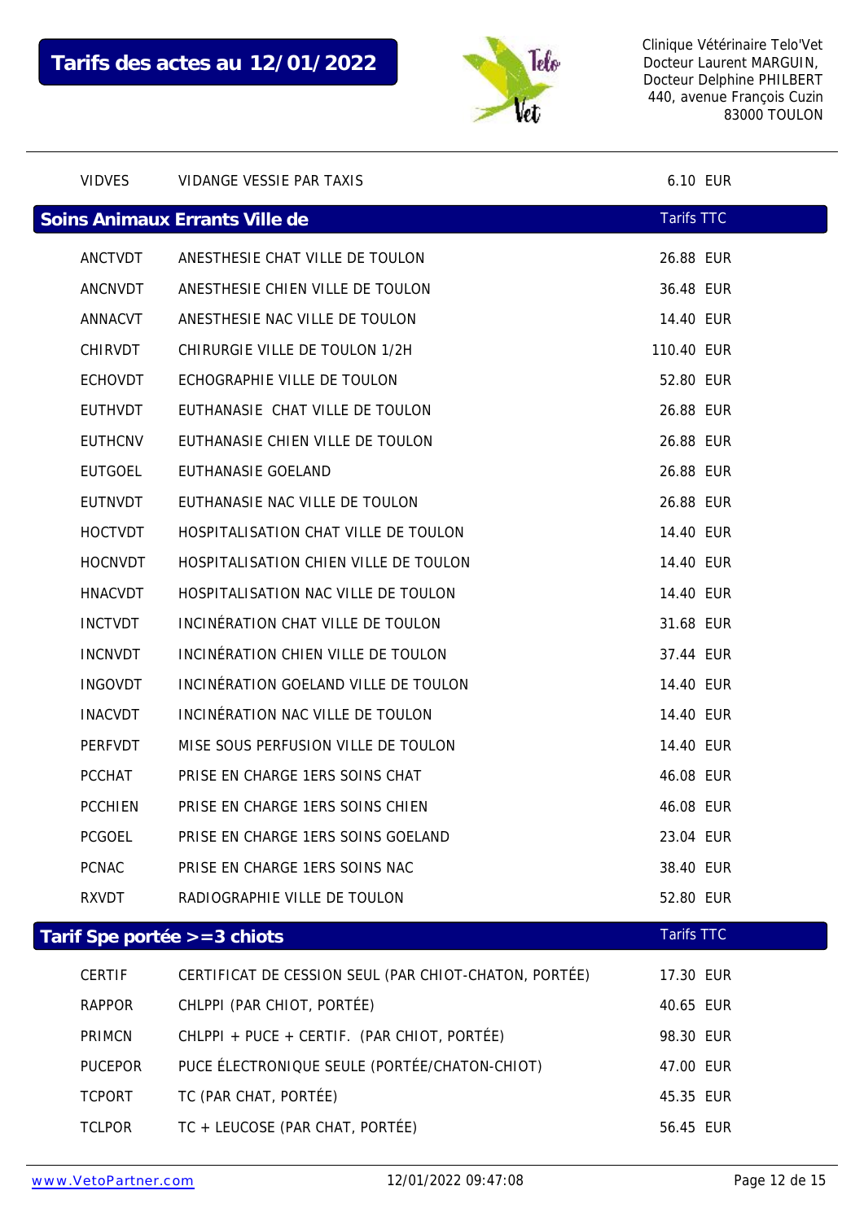# Tarifs des actes au 12/01/2022

Clinique Vétérinaire Telo'Vet
Docteur Laurent MARGUIN,
Docteur Delphine PHILBERT
440, avenue François Cuzin
83000 TOULON

| | | |
|---|---|---|
| VIDVES | VIDANGE VESSIE PAR TAXIS | 6.10 EUR |

## Soins Animaux Errants Ville de

| Code | Acte | Tarifs TTC |
|---|---|---|
| ANCTVDT | ANESTHESIE CHAT VILLE DE TOULON | 26.88 EUR |
| ANCNVDT | ANESTHESIE CHIEN VILLE DE TOULON | 36.48 EUR |
| ANNACVT | ANESTHESIE NAC VILLE DE TOULON | 14.40 EUR |
| CHIRVDT | CHIRURGIE VILLE DE TOULON 1/2H | 110.40 EUR |
| ECHOVDT | ECHOGRAPHIE VILLE DE TOULON | 52.80 EUR |
| EUTHVDT | EUTHANASIE CHAT VILLE DE TOULON | 26.88 EUR |
| EUTHCNV | EUTHANASIE CHIEN VILLE DE TOULON | 26.88 EUR |
| EUTGOEL | EUTHANASIE GOELAND | 26.88 EUR |
| EUTNVDT | EUTHANASIE NAC VILLE DE TOULON | 26.88 EUR |
| HOCTVDT | HOSPITALISATION CHAT VILLE DE TOULON | 14.40 EUR |
| HOCNVDT | HOSPITALISATION CHIEN VILLE DE TOULON | 14.40 EUR |
| HNACVDT | HOSPITALISATION NAC VILLE DE TOULON | 14.40 EUR |
| INCTVDT | INCINÉRATION CHAT VILLE DE TOULON | 31.68 EUR |
| INCNVDT | INCINÉRATION CHIEN VILLE DE TOULON | 37.44 EUR |
| INGOVDT | INCINÉRATION GOELAND VILLE DE TOULON | 14.40 EUR |
| INACVDT | INCINÉRATION NAC VILLE DE TOULON | 14.40 EUR |
| PERFVDT | MISE SOUS PERFUSION VILLE DE TOULON | 14.40 EUR |
| PCCHAT | PRISE EN CHARGE 1ERS SOINS CHAT | 46.08 EUR |
| PCCHIEN | PRISE EN CHARGE 1ERS SOINS CHIEN | 46.08 EUR |
| PCGOEL | PRISE EN CHARGE 1ERS SOINS GOELAND | 23.04 EUR |
| PCNAC | PRISE EN CHARGE 1ERS SOINS NAC | 38.40 EUR |
| RXVDT | RADIOGRAPHIE VILLE DE TOULON | 52.80 EUR |

## Tarif Spe portée >=3 chiots

| Code | Acte | Tarifs TTC |
|---|---|---|
| CERTIF | CERTIFICAT DE CESSION SEUL (PAR CHIOT-CHATON, PORTÉE) | 17.30 EUR |
| RAPPOR | CHLPPI (PAR CHIOT, PORTÉE) | 40.65 EUR |
| PRIMCN | CHLPPI + PUCE + CERTIF. (PAR CHIOT, PORTÉE) | 98.30 EUR |
| PUCEPOR | PUCE ÉLECTRONIQUE SEULE (PORTÉE/CHATON-CHIOT) | 47.00 EUR |
| TCPORT | TC (PAR CHAT, PORTÉE) | 45.35 EUR |
| TCLPOR | TC + LEUCOSE (PAR CHAT, PORTÉE) | 56.45 EUR |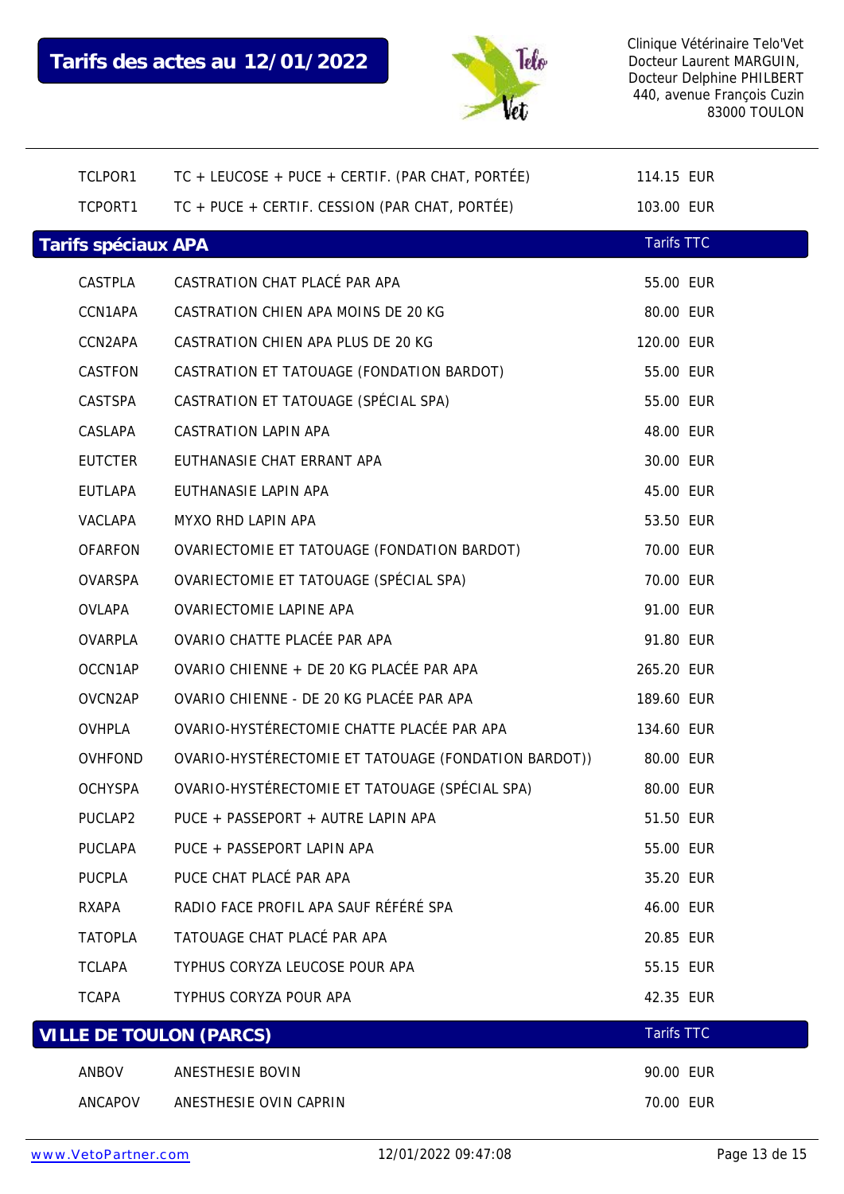| | | |
|---|---|---|
| TCLPOR1 | TC + LEUCOSE + PUCE + CERTIF. (PAR CHAT, PORTÉE) | 114.15 EUR |
| TCPORT1 | TC + PUCE + CERTIF. CESSION (PAR CHAT, PORTÉE) | 103.00 EUR |

## Tarifs spéciaux APA

| | | Tarifs TTC |
|---|---|---|
| CASTPLA | CASTRATION CHAT PLACÉ PAR APA | 55.00 EUR |
| CCN1APA | CASTRATION CHIEN APA MOINS DE 20 KG | 80.00 EUR |
| CCN2APA | CASTRATION CHIEN APA PLUS DE 20 KG | 120.00 EUR |
| CASTFON | CASTRATION ET TATOUAGE (FONDATION BARDOT) | 55.00 EUR |
| CASTSPA | CASTRATION ET TATOUAGE (SPÉCIAL SPA) | 55.00 EUR |
| CASLAPA | CASTRATION LAPIN APA | 48.00 EUR |
| EUTCTER | EUTHANASIE CHAT ERRANT APA | 30.00 EUR |
| EUTLAPA | EUTHANASIE LAPIN APA | 45.00 EUR |
| VACLAPA | MYXO RHD LAPIN APA | 53.50 EUR |
| OFARFON | OVARIECTOMIE ET TATOUAGE (FONDATION BARDOT) | 70.00 EUR |
| OVARSPA | OVARIECTOMIE ET TATOUAGE (SPÉCIAL SPA) | 70.00 EUR |
| OVLAPA | OVARIECTOMIE LAPINE APA | 91.00 EUR |
| OVARPLA | OVARIO CHATTE PLACÉE PAR APA | 91.80 EUR |
| OCCN1AP | OVARIO CHIENNE + DE 20 KG PLACÉE PAR APA | 265.20 EUR |
| OVCN2AP | OVARIO CHIENNE - DE 20 KG PLACÉE PAR APA | 189.60 EUR |
| OVHPLA | OVARIO-HYSTÉRECTOMIE CHATTE PLACÉE PAR APA | 134.60 EUR |
| OVHFOND | OVARIO-HYSTÉRECTOMIE ET TATOUAGE (FONDATION BARDOT)) | 80.00 EUR |
| OCHYSPA | OVARIO-HYSTÉRECTOMIE ET TATOUAGE (SPÉCIAL SPA) | 80.00 EUR |
| PUCLAP2 | PUCE + PASSEPORT + AUTRE LAPIN APA | 51.50 EUR |
| PUCLAPA | PUCE + PASSEPORT LAPIN APA | 55.00 EUR |
| PUCPLA | PUCE CHAT PLACÉ PAR APA | 35.20 EUR |
| RXAPA | RADIO FACE PROFIL APA SAUF RÉFÉRÉ SPA | 46.00 EUR |
| TATOPLA | TATOUAGE CHAT PLACÉ PAR APA | 20.85 EUR |
| TCLAPA | TYPHUS CORYZA LEUCOSE POUR APA | 55.15 EUR |
| TCAPA | TYPHUS CORYZA POUR APA | 42.35 EUR |

## VILLE DE TOULON (PARCS)

| | | Tarifs TTC |
|---|---|---|
| ANBOV | ANESTHESIE BOVIN | 90.00 EUR |
| ANCAPOV | ANESTHESIE OVIN CAPRIN | 70.00 EUR |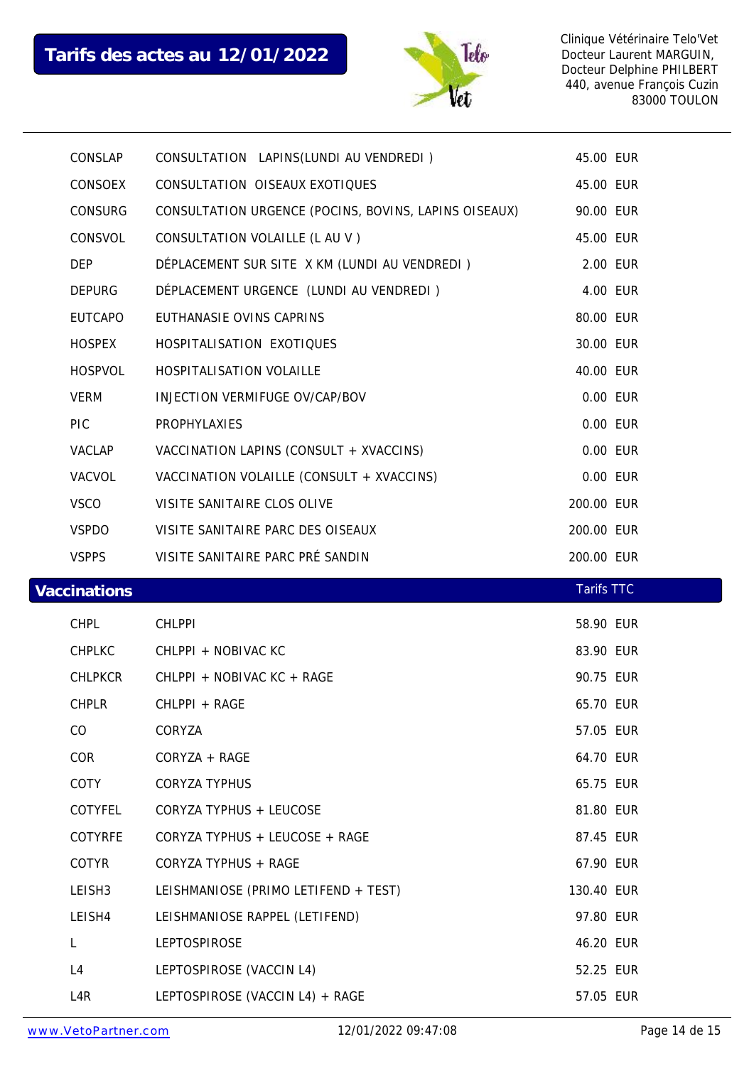# Tarifs des actes au 12/01/2022

Clinique Vétérinaire Telo'Vet
Docteur Laurent MARGUIN,
Docteur Delphine PHILBERT
440, avenue François Cuzin
83000 TOULON

| | | |
|---|---|---|
| CONSLAP | CONSULTATION LAPINS(LUNDI AU VENDREDI ) | 45.00 EUR |
| CONSOEX | CONSULTATION OISEAUX EXOTIQUES | 45.00 EUR |
| CONSURG | CONSULTATION URGENCE (POCINS, BOVINS, LAPINS OISEAUX) | 90.00 EUR |
| CONSVOL | CONSULTATION VOLAILLE (L AU V ) | 45.00 EUR |
| DEP | DÉPLACEMENT SUR SITE X KM (LUNDI AU VENDREDI ) | 2.00 EUR |
| DEPURG | DÉPLACEMENT URGENCE (LUNDI AU VENDREDI ) | 4.00 EUR |
| EUTCAPO | EUTHANASIE OVINS CAPRINS | 80.00 EUR |
| HOSPEX | HOSPITALISATION EXOTIQUES | 30.00 EUR |
| HOSPVOL | HOSPITALISATION VOLAILLE | 40.00 EUR |
| VERM | INJECTION VERMIFUGE OV/CAP/BOV | 0.00 EUR |
| PIC | PROPHYLAXIES | 0.00 EUR |
| VACLAP | VACCINATION LAPINS (CONSULT + XVACCINS) | 0.00 EUR |
| VACVOL | VACCINATION VOLAILLE (CONSULT + XVACCINS) | 0.00 EUR |
| VSCO | VISITE SANITAIRE CLOS OLIVE | 200.00 EUR |
| VSPDO | VISITE SANITAIRE PARC DES OISEAUX | 200.00 EUR |
| VSPPS | VISITE SANITAIRE PARC PRÉ SANDIN | 200.00 EUR |

## Vaccinations

| | | Tarifs TTC |
|---|---|---|
| CHPL | CHLPPI | 58.90 EUR |
| CHPLKC | CHLPPI + NOBIVAC KC | 83.90 EUR |
| CHLPKCR | CHLPPI + NOBIVAC KC + RAGE | 90.75 EUR |
| CHPLR | CHLPPI + RAGE | 65.70 EUR |
| CO | CORYZA | 57.05 EUR |
| COR | CORYZA + RAGE | 64.70 EUR |
| COTY | CORYZA TYPHUS | 65.75 EUR |
| COTYFEL | CORYZA TYPHUS + LEUCOSE | 81.80 EUR |
| COTYRFE | CORYZA TYPHUS + LEUCOSE + RAGE | 87.45 EUR |
| COTYR | CORYZA TYPHUS + RAGE | 67.90 EUR |
| LEISH3 | LEISHMANIOSE (PRIMO LETIFEND + TEST) | 130.40 EUR |
| LEISH4 | LEISHMANIOSE RAPPEL (LETIFEND) | 97.80 EUR |
| L | LEPTOSPIROSE | 46.20 EUR |
| L4 | LEPTOSPIROSE (VACCIN L4) | 52.25 EUR |
| L4R | LEPTOSPIROSE (VACCIN L4) + RAGE | 57.05 EUR |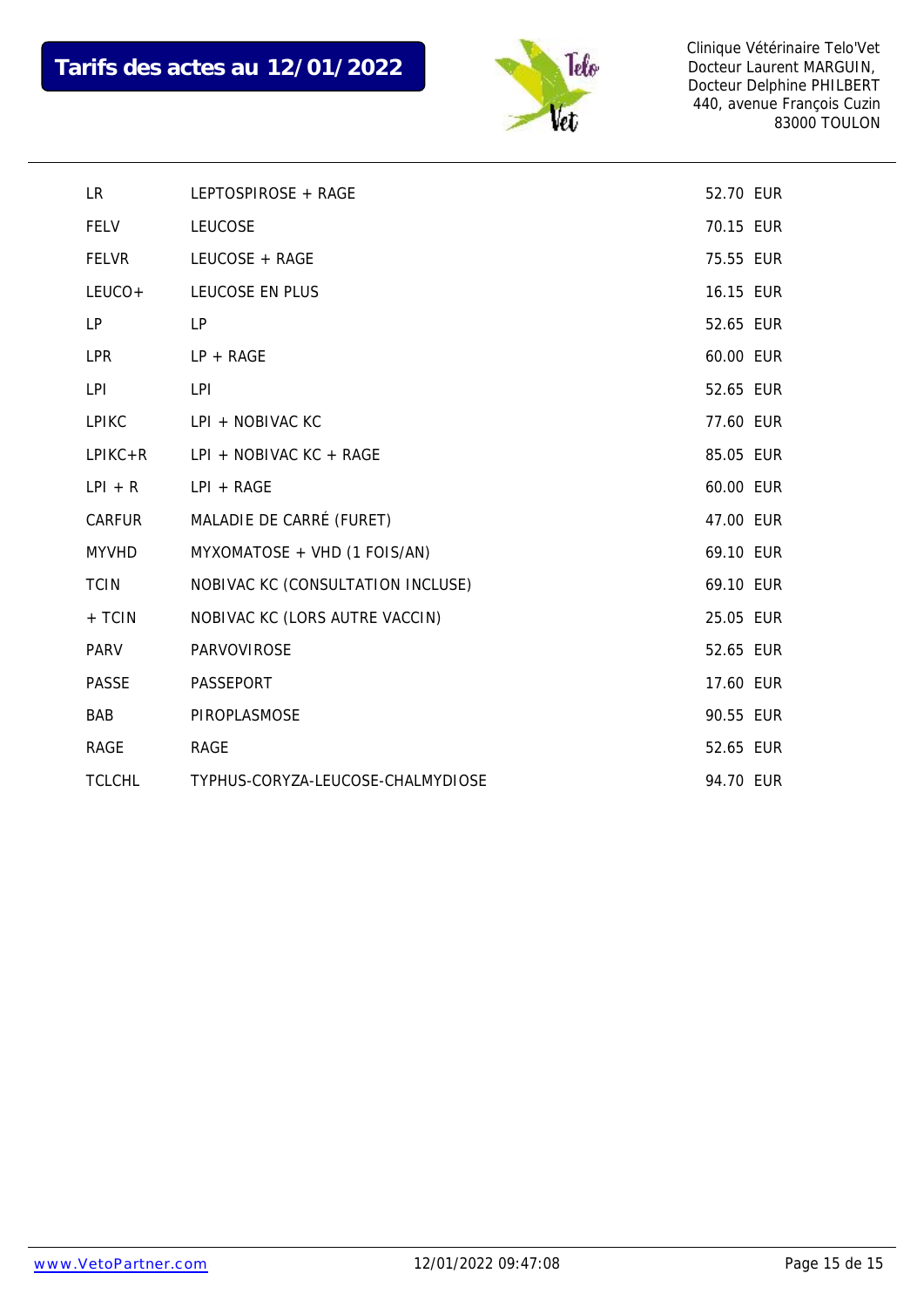| | | |
|---|---|---|
| LR | LEPTOSPIROSE + RAGE | 52.70 EUR |
| FELV | LEUCOSE | 70.15 EUR |
| FELVR | LEUCOSE + RAGE | 75.55 EUR |
| LEUCO+ | LEUCOSE EN PLUS | 16.15 EUR |
| LP | LP | 52.65 EUR |
| LPR | LP + RAGE | 60.00 EUR |
| LPI | LPI | 52.65 EUR |
| LPIKC | LPI + NOBIVAC KC | 77.60 EUR |
| LPIKC+R | LPI + NOBIVAC KC + RAGE | 85.05 EUR |
| LPI + R | LPI + RAGE | 60.00 EUR |
| CARFUR | MALADIE DE CARRÉ (FURET) | 47.00 EUR |
| MYVHD | MYXOMATOSE + VHD (1 FOIS/AN) | 69.10 EUR |
| TCIN | NOBIVAC KC (CONSULTATION INCLUSE) | 69.10 EUR |
| + TCIN | NOBIVAC KC (LORS AUTRE VACCIN) | 25.05 EUR |
| PARV | PARVOVIROSE | 52.65 EUR |
| PASSE | PASSEPORT | 17.60 EUR |
| BAB | PIROPLASMOSE | 90.55 EUR |
| RAGE | RAGE | 52.65 EUR |
| TCLCHL | TYPHUS-CORYZA-LEUCOSE-CHALMYDIOSE | 94.70 EUR |